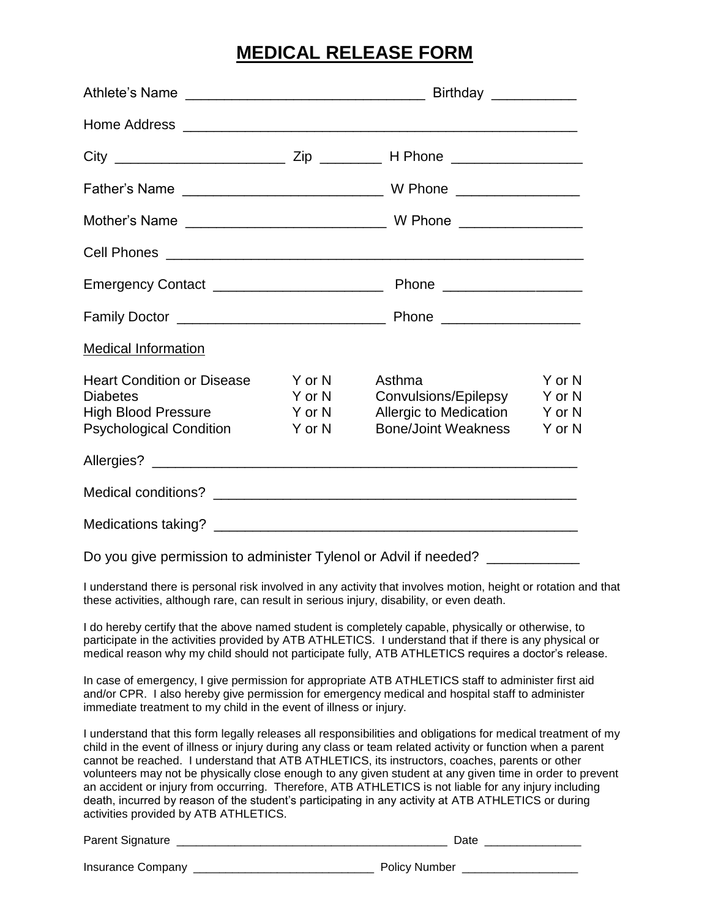# MEDICAL RELEASE FORM

Athlete's Name ______________________________ Birthday ___________

Home Address ____________________________________________________

City _____________________ Zip ________ H Phone _________________

Father's Name _________________________ W Phone ________________

Mother's Name _________________________ W Phone ________________

Cell Phones ______________________________________________________

Emergency Contact ______________________ Phone __________________

Family Doctor ___________________________ Phone __________________

Medical Information

| | | | |
|---|---|---|---|
| Heart Condition or Disease | Y or N | Asthma | Y or N |
| Diabetes | Y or N | Convulsions/Epilepsy | Y or N |
| High Blood Pressure | Y or N | Allergic to Medication | Y or N |
| Psychological Condition | Y or N | Bone/Joint Weakness | Y or N |

Allergies? _______________________________________________________

Medical conditions? _______________________________________________

Medications taking? _______________________________________________

Do you give permission to administer Tylenol or Advil if needed? ____________

I understand there is personal risk involved in any activity that involves motion, height or rotation and that these activities, although rare, can result in serious injury, disability, or even death.

I do hereby certify that the above named student is completely capable, physically or otherwise, to participate in the activities provided by ATB ATHLETICS. I understand that if there is any physical or medical reason why my child should not participate fully, ATB ATHLETICS requires a doctor's release.

In case of emergency, I give permission for appropriate ATB ATHLETICS staff to administer first aid and/or CPR. I also hereby give permission for emergency medical and hospital staff to administer immediate treatment to my child in the event of illness or injury.

I understand that this form legally releases all responsibilities and obligations for medical treatment of my child in the event of illness or injury during any class or team related activity or function when a parent cannot be reached. I understand that ATB ATHLETICS, its instructors, coaches, parents or other volunteers may not be physically close enough to any given student at any given time in order to prevent an accident or injury from occurring. Therefore, ATB ATHLETICS is not liable for any injury including death, incurred by reason of the student's participating in any activity at ATB ATHLETICS or during activities provided by ATB ATHLETICS.

Parent Signature __________________________________________ Date _______________

Insurance Company ____________________________ Policy Number __________________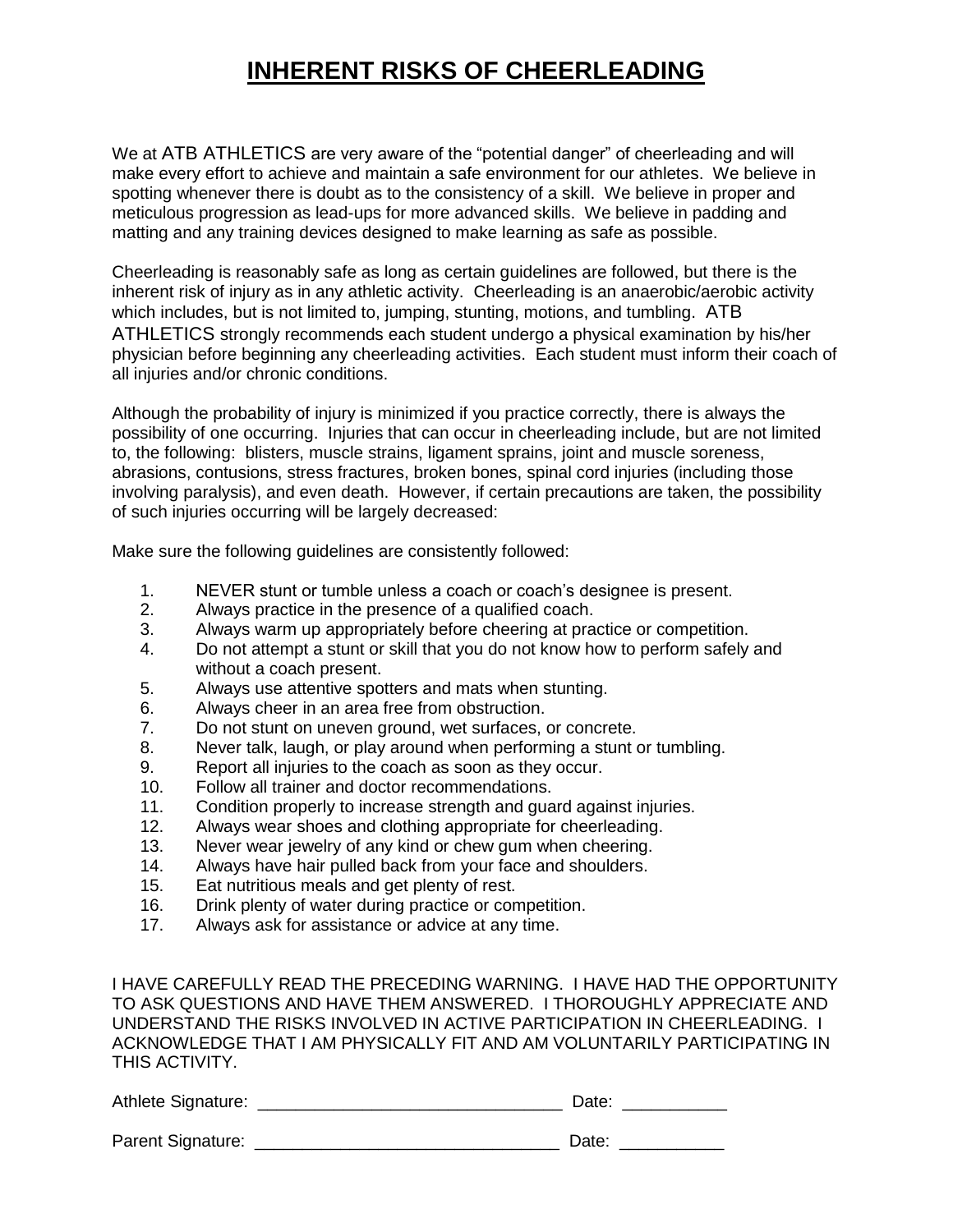# INHERENT RISKS OF CHEERLEADING

We at ATB ATHLETICS are very aware of the "potential danger" of cheerleading and will make every effort to achieve and maintain a safe environment for our athletes. We believe in spotting whenever there is doubt as to the consistency of a skill. We believe in proper and meticulous progression as lead-ups for more advanced skills. We believe in padding and matting and any training devices designed to make learning as safe as possible.

Cheerleading is reasonably safe as long as certain guidelines are followed, but there is the inherent risk of injury as in any athletic activity. Cheerleading is an anaerobic/aerobic activity which includes, but is not limited to, jumping, stunting, motions, and tumbling. ATB ATHLETICS strongly recommends each student undergo a physical examination by his/her physician before beginning any cheerleading activities. Each student must inform their coach of all injuries and/or chronic conditions.

Although the probability of injury is minimized if you practice correctly, there is always the possibility of one occurring. Injuries that can occur in cheerleading include, but are not limited to, the following: blisters, muscle strains, ligament sprains, joint and muscle soreness, abrasions, contusions, stress fractures, broken bones, spinal cord injuries (including those involving paralysis), and even death. However, if certain precautions are taken, the possibility of such injuries occurring will be largely decreased:

Make sure the following guidelines are consistently followed:

1. NEVER stunt or tumble unless a coach or coach's designee is present.
2. Always practice in the presence of a qualified coach.
3. Always warm up appropriately before cheering at practice or competition.
4. Do not attempt a stunt or skill that you do not know how to perform safely and without a coach present.
5. Always use attentive spotters and mats when stunting.
6. Always cheer in an area free from obstruction.
7. Do not stunt on uneven ground, wet surfaces, or concrete.
8. Never talk, laugh, or play around when performing a stunt or tumbling.
9. Report all injuries to the coach as soon as they occur.
10. Follow all trainer and doctor recommendations.
11. Condition properly to increase strength and guard against injuries.
12. Always wear shoes and clothing appropriate for cheerleading.
13. Never wear jewelry of any kind or chew gum when cheering.
14. Always have hair pulled back from your face and shoulders.
15. Eat nutritious meals and get plenty of rest.
16. Drink plenty of water during practice or competition.
17. Always ask for assistance or advice at any time.

I HAVE CAREFULLY READ THE PRECEDING WARNING. I HAVE HAD THE OPPORTUNITY TO ASK QUESTIONS AND HAVE THEM ANSWERED. I THOROUGHLY APPRECIATE AND UNDERSTAND THE RISKS INVOLVED IN ACTIVE PARTICIPATION IN CHEERLEADING. I ACKNOWLEDGE THAT I AM PHYSICALLY FIT AND AM VOLUNTARILY PARTICIPATING IN THIS ACTIVITY.

Athlete Signature: _______________________________ Date: ___________

Parent Signature: _______________________________ Date: ___________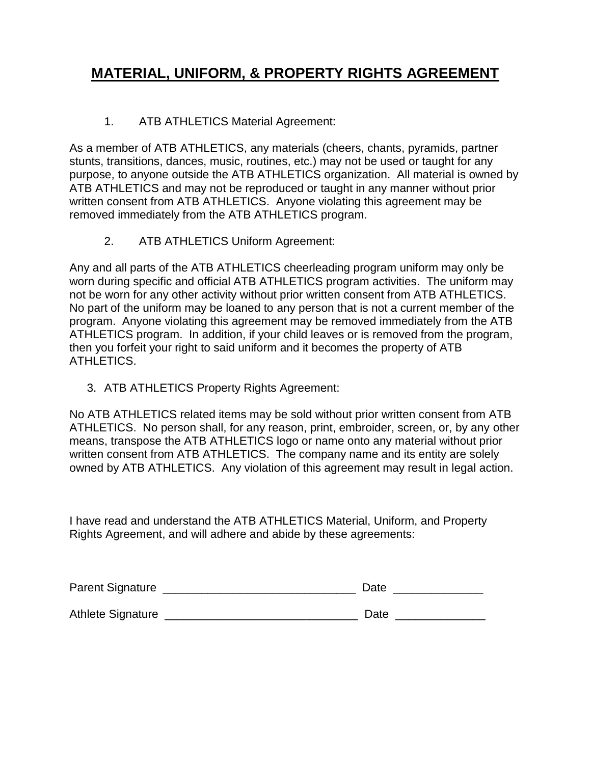# **MATERIAL, UNIFORM, & PROPERTY RIGHTS AGREEMENT**

1. ATB ATHLETICS Material Agreement:

As a member of ATB ATHLETICS, any materials (cheers, chants, pyramids, partner stunts, transitions, dances, music, routines, etc.) may not be used or taught for any purpose, to anyone outside the ATB ATHLETICS organization. All material is owned by ATB ATHLETICS and may not be reproduced or taught in any manner without prior written consent from ATB ATHLETICS. Anyone violating this agreement may be removed immediately from the ATB ATHLETICS program.

2. ATB ATHLETICS Uniform Agreement:

Any and all parts of the ATB ATHLETICS cheerleading program uniform may only be worn during specific and official ATB ATHLETICS program activities. The uniform may not be worn for any other activity without prior written consent from ATB ATHLETICS. No part of the uniform may be loaned to any person that is not a current member of the program. Anyone violating this agreement may be removed immediately from the ATB ATHLETICS program. In addition, if your child leaves or is removed from the program, then you forfeit your right to said uniform and it becomes the property of ATB ATHLETICS.

3. ATB ATHLETICS Property Rights Agreement:

No ATB ATHLETICS related items may be sold without prior written consent from ATB ATHLETICS. No person shall, for any reason, print, embroider, screen, or, by any other means, transpose the ATB ATHLETICS logo or name onto any material without prior written consent from ATB ATHLETICS. The company name and its entity are solely owned by ATB ATHLETICS. Any violation of this agreement may result in legal action.

I have read and understand the ATB ATHLETICS Material, Uniform, and Property Rights Agreement, and will adhere and abide by these agreements:

Parent Signature _____________________________ Date _____________

Athlete Signature _____________________________ Date _____________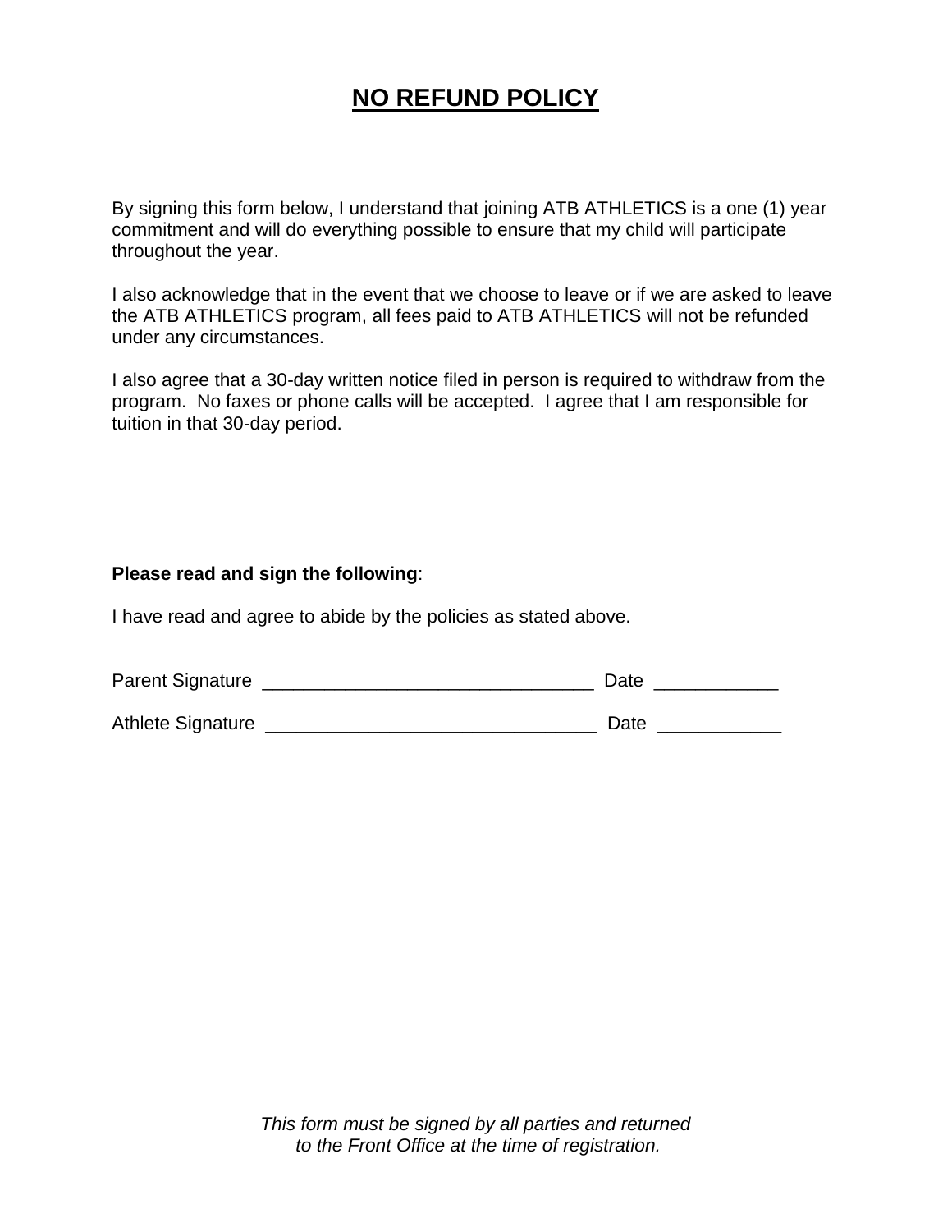# **NO REFUND POLICY**

By signing this form below, I understand that joining ATB ATHLETICS is a one (1) year commitment and will do everything possible to ensure that my child will participate throughout the year.

I also acknowledge that in the event that we choose to leave or if we are asked to leave the ATB ATHLETICS program, all fees paid to ATB ATHLETICS will not be refunded under any circumstances.

I also agree that a 30-day written notice filed in person is required to withdraw from the program. No faxes or phone calls will be accepted. I agree that I am responsible for tuition in that 30-day period.

**Please read and sign the following**:

I have read and agree to abide by the policies as stated above.

Parent Signature _______________________________ Date ___________

Athlete Signature _______________________________ Date ___________

*This form must be signed by all parties and returned to the Front Office at the time of registration.*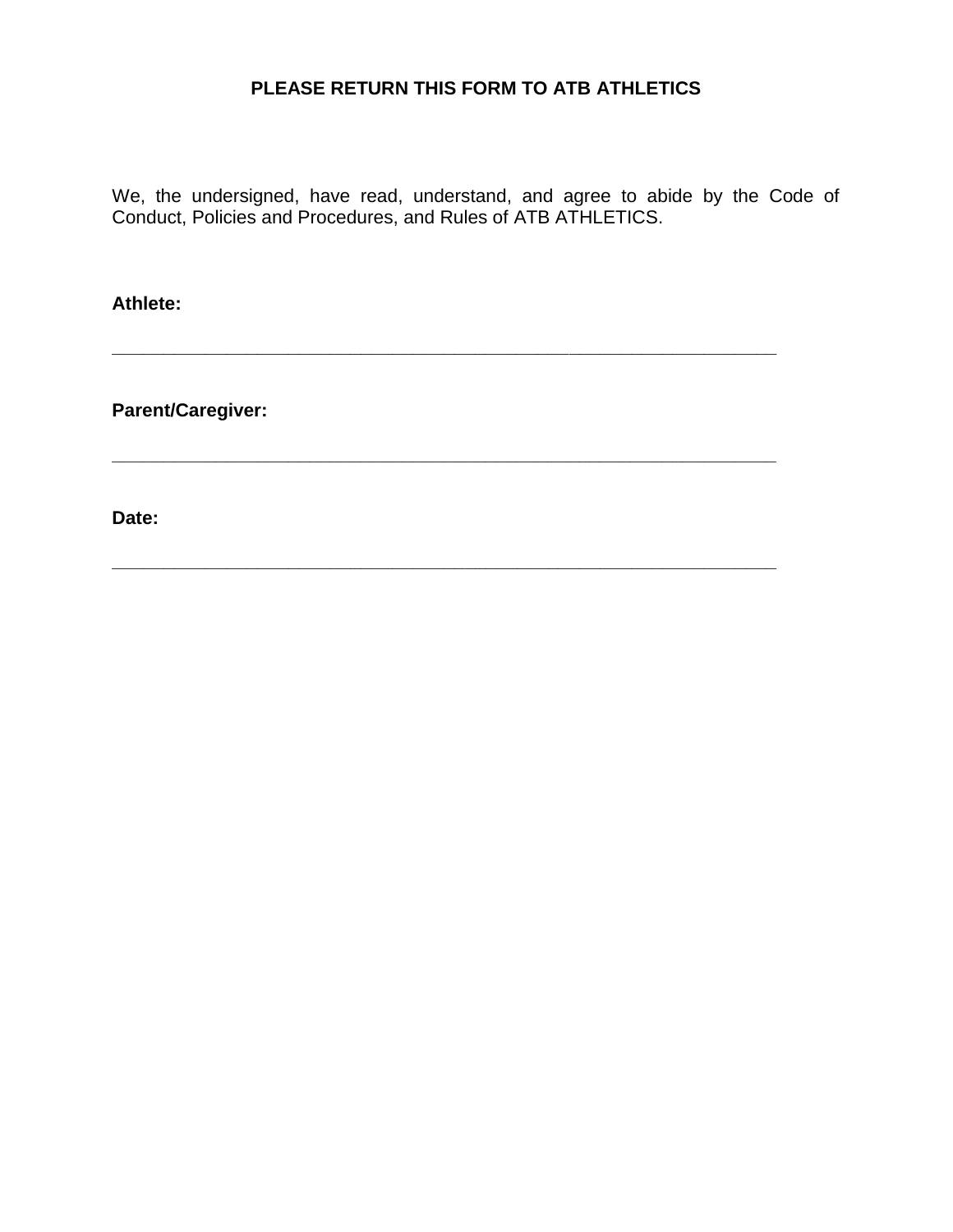**PLEASE RETURN THIS FORM TO ATB ATHLETICS**

We, the undersigned, have read, understand, and agree to abide by the Code of Conduct, Policies and Procedures, and Rules of ATB ATHLETICS.

**Athlete:**

_______________________________________________________________

**Parent/Caregiver:**

_______________________________________________________________

**Date:**

_______________________________________________________________